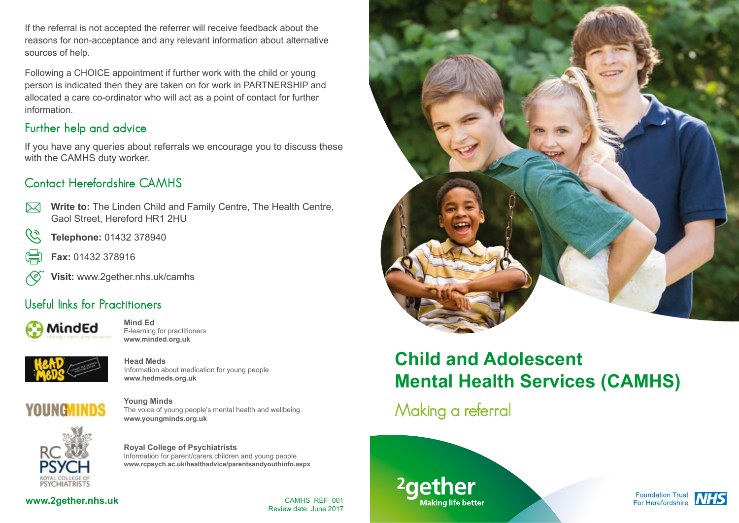If the referral is not accepted the referrer will receive feedback about the reasons for non-acceptance and any relevant information about alternative sources of help.

Following a CHOICE appointment if further work with the child or young person is indicated then they are taken on for work in PARTNERSHIP and allocated a care co-ordinator who will act as a point of contact for further information.

## Further help and advice

If you have any queries about referrals we encourage you to discuss these with the CAMHS duty worker.

## Contact Herefordshire CAMHS

**Write to:** The Linden Child and Family Centre, The Health Centre, Gaol Street, Hereford HR1 2HU

**Telephone:** 01432 378940

**Fax:** 01432 378916

**Visit:** www.2gether.nhs.uk/camhs

## Useful links for Practitioners

**Mind Ed**
E-learning for practitioners
**www.minded.org.uk**

**Head Meds**
Information about medication for young people
**www.hedmeds.org.uk**

**Young Minds**
The voice of young people's mental health and wellbeing
**www.youngminds.org.uk**

**Royal College of Psychiatrists**
Information for parent/carers children and young people
**www.rcpsych.ac.uk/healthadvice/parentsandyouthinfo.aspx**

**www.2gether.nhs.uk**

CAMHS_REF_001
Review date: June 2017

# Child and Adolescent Mental Health Services (CAMHS)

## Making a referral

2gether
Making life better

Foundation Trust
For Herefordshire
NHS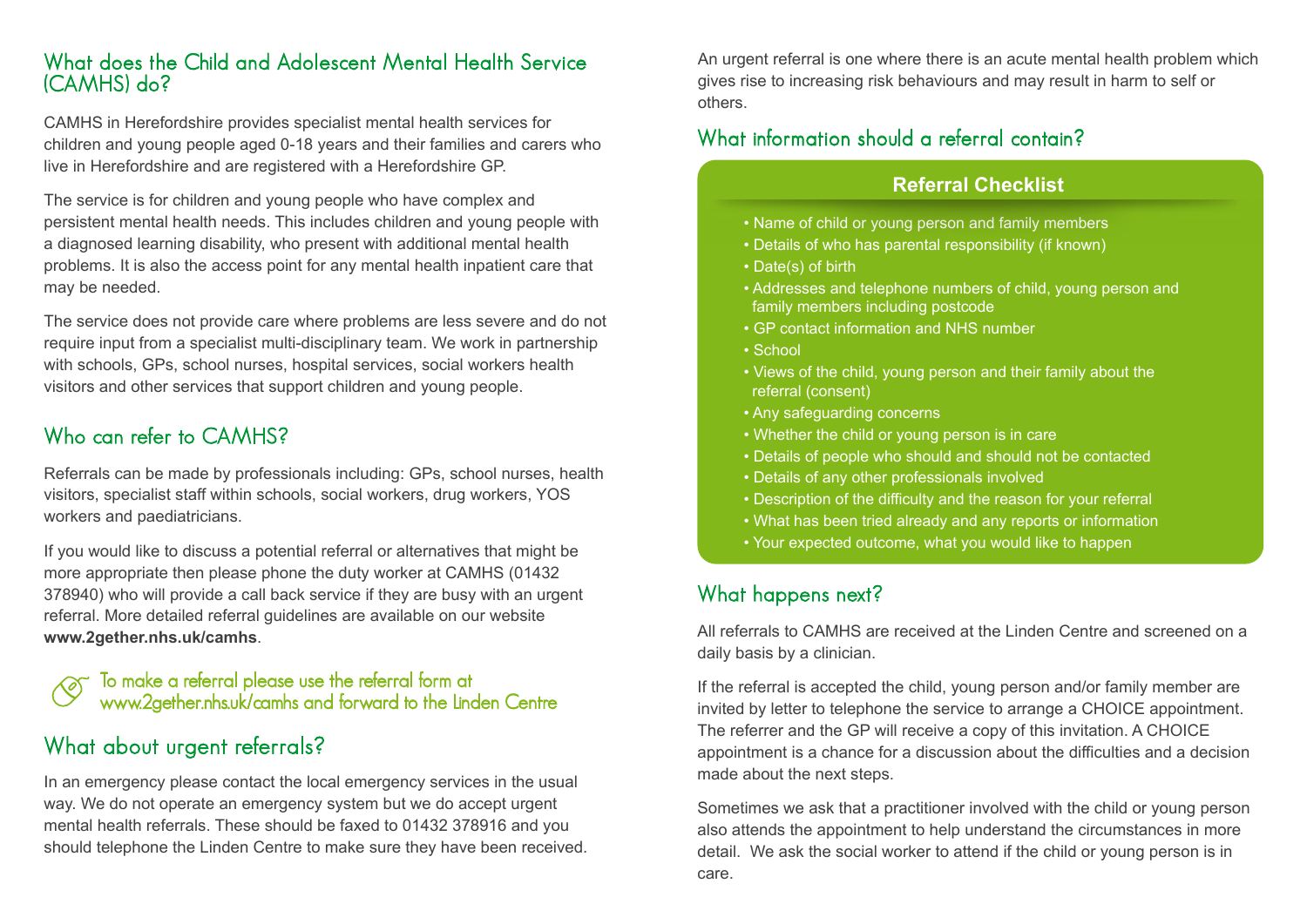## What does the Child and Adolescent Mental Health Service (CAMHS) do?

CAMHS in Herefordshire provides specialist mental health services for children and young people aged 0-18 years and their families and carers who live in Herefordshire and are registered with a Herefordshire GP.

The service is for children and young people who have complex and persistent mental health needs. This includes children and young people with a diagnosed learning disability, who present with additional mental health problems. It is also the access point for any mental health inpatient care that may be needed.

The service does not provide care where problems are less severe and do not require input from a specialist multi-disciplinary team. We work in partnership with schools, GPs, school nurses, hospital services, social workers health visitors and other services that support children and young people.

## Who can refer to CAMHS?

Referrals can be made by professionals including: GPs, school nurses, health visitors, specialist staff within schools, social workers, drug workers, YOS workers and paediatricians.

If you would like to discuss a potential referral or alternatives that might be more appropriate then please phone the duty worker at CAMHS (01432 378940) who will provide a call back service if they are busy with an urgent referral. More detailed referral guidelines are available on our website **www.2gether.nhs.uk/camhs**.

To make a referral please use the referral form at www.2gether.nhs.uk/camhs and forward to the Linden Centre

## What about urgent referrals?

In an emergency please contact the local emergency services in the usual way. We do not operate an emergency system but we do accept urgent mental health referrals. These should be faxed to 01432 378916 and you should telephone the Linden Centre to make sure they have been received.

An urgent referral is one where there is an acute mental health problem which gives rise to increasing risk behaviours and may result in harm to self or others.

## What information should a referral contain?

### Referral Checklist

- Name of child or young person and family members
- Details of who has parental responsibility (if known)
- Date(s) of birth
- Addresses and telephone numbers of child, young person and family members including postcode
- GP contact information and NHS number
- School
- Views of the child, young person and their family about the referral (consent)
- Any safeguarding concerns
- Whether the child or young person is in care
- Details of people who should and should not be contacted
- Details of any other professionals involved
- Description of the difficulty and the reason for your referral
- What has been tried already and any reports or information
- Your expected outcome, what you would like to happen

## What happens next?

All referrals to CAMHS are received at the Linden Centre and screened on a daily basis by a clinician.

If the referral is accepted the child, young person and/or family member are invited by letter to telephone the service to arrange a CHOICE appointment. The referrer and the GP will receive a copy of this invitation. A CHOICE appointment is a chance for a discussion about the difficulties and a decision made about the next steps.

Sometimes we ask that a practitioner involved with the child or young person also attends the appointment to help understand the circumstances in more detail. We ask the social worker to attend if the child or young person is in care.